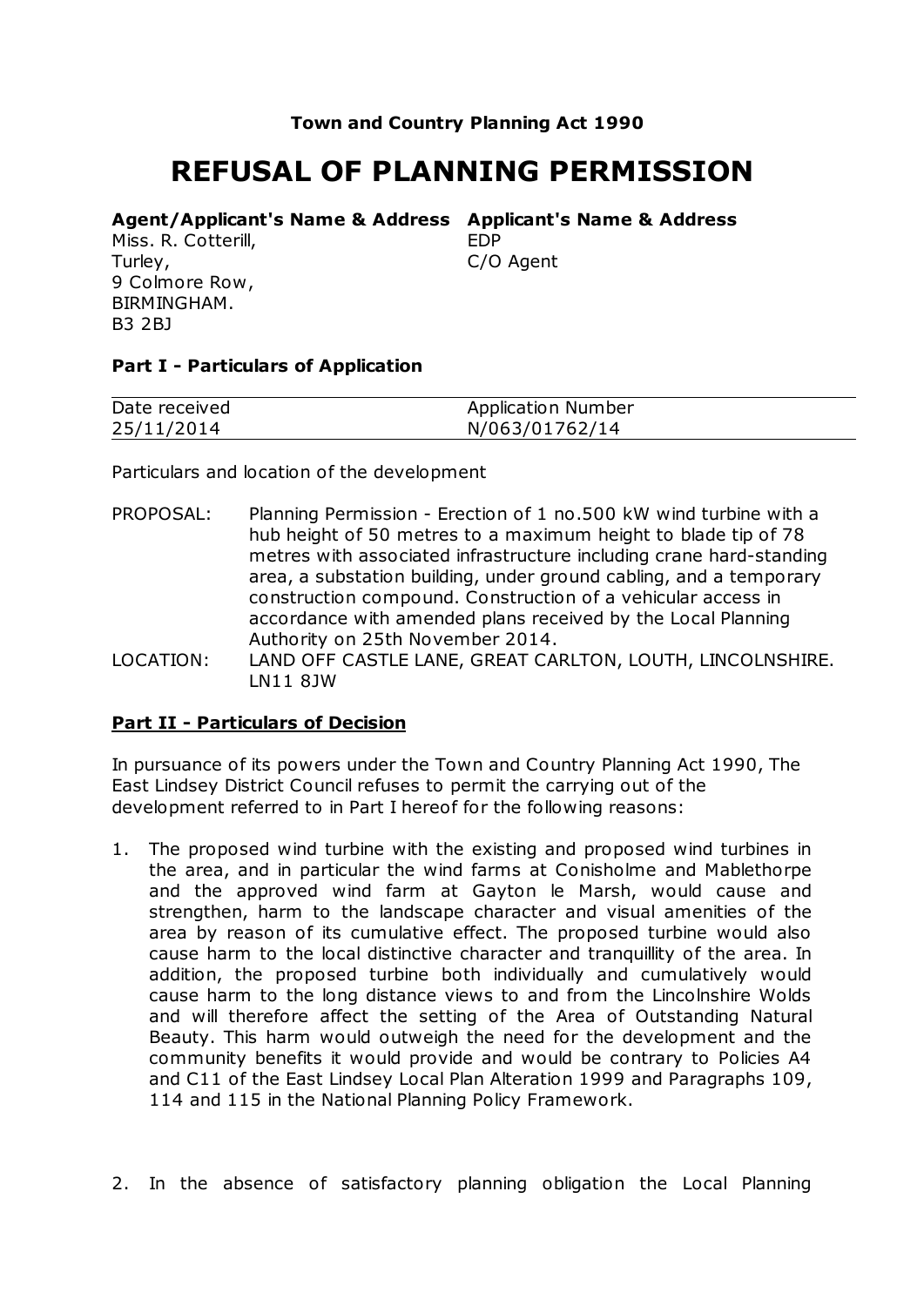**Town and Country Planning Act 1990**

# REFUSAL OF PLANNING PERMISSION

| **Agent/Applicant's Name & Address** | **Applicant's Name & Address** |
|---|---|
| Miss. R. Cotterill,<br>Turley,<br>9 Colmore Row,<br>BIRMINGHAM.<br>B3 2BJ | EDP<br>C/O Agent |

**Part I - Particulars of Application**

| Date received | Application Number |
|---|---|
| 25/11/2014 | N/063/01762/14 |

Particulars and location of the development

PROPOSAL: Planning Permission - Erection of 1 no.500 kW wind turbine with a hub height of 50 metres to a maximum height to blade tip of 78 metres with associated infrastructure including crane hard-standing area, a substation building, under ground cabling, and a temporary construction compound. Construction of a vehicular access in accordance with amended plans received by the Local Planning Authority on 25th November 2014.

LOCATION: LAND OFF CASTLE LANE, GREAT CARLTON, LOUTH, LINCOLNSHIRE. LN11 8JW

**Part II - Particulars of Decision**

In pursuance of its powers under the Town and Country Planning Act 1990, The East Lindsey District Council refuses to permit the carrying out of the development referred to in Part I hereof for the following reasons:

1. The proposed wind turbine with the existing and proposed wind turbines in the area, and in particular the wind farms at Conisholme and Mablethorpe and the approved wind farm at Gayton le Marsh, would cause and strengthen, harm to the landscape character and visual amenities of the area by reason of its cumulative effect. The proposed turbine would also cause harm to the local distinctive character and tranquillity of the area. In addition, the proposed turbine both individually and cumulatively would cause harm to the long distance views to and from the Lincolnshire Wolds and will therefore affect the setting of the Area of Outstanding Natural Beauty. This harm would outweigh the need for the development and the community benefits it would provide and would be contrary to Policies A4 and C11 of the East Lindsey Local Plan Alteration 1999 and Paragraphs 109, 114 and 115 in the National Planning Policy Framework.

2. In the absence of satisfactory planning obligation the Local Planning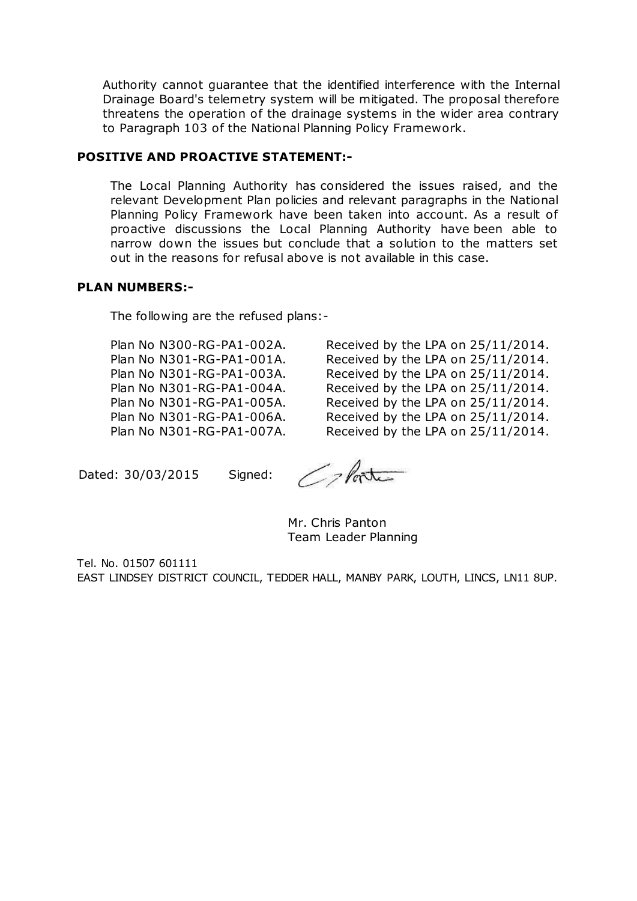Authority cannot guarantee that the identified interference with the Internal Drainage Board's telemetry system will be mitigated. The proposal therefore threatens the operation of the drainage systems in the wider area contrary to Paragraph 103 of the National Planning Policy Framework.

**POSITIVE AND PROACTIVE STATEMENT:-**

The Local Planning Authority has considered the issues raised, and the relevant Development Plan policies and relevant paragraphs in the National Planning Policy Framework have been taken into account. As a result of proactive discussions the Local Planning Authority have been able to narrow down the issues but conclude that a solution to the matters set out in the reasons for refusal above is not available in this case.

**PLAN NUMBERS:-**

The following are the refused plans:-

| | |
|---|---|
| Plan No N300-RG-PA1-002A. | Received by the LPA on 25/11/2014. |
| Plan No N301-RG-PA1-001A. | Received by the LPA on 25/11/2014. |
| Plan No N301-RG-PA1-003A. | Received by the LPA on 25/11/2014. |
| Plan No N301-RG-PA1-004A. | Received by the LPA on 25/11/2014. |
| Plan No N301-RG-PA1-005A. | Received by the LPA on 25/11/2014. |
| Plan No N301-RG-PA1-006A. | Received by the LPA on 25/11/2014. |
| Plan No N301-RG-PA1-007A. | Received by the LPA on 25/11/2014. |

Dated: 30/03/2015 Signed:

Mr. Chris Panton
Team Leader Planning

Tel. No. 01507 601111
EAST LINDSEY DISTRICT COUNCIL, TEDDER HALL, MANBY PARK, LOUTH, LINCS, LN11 8UP.